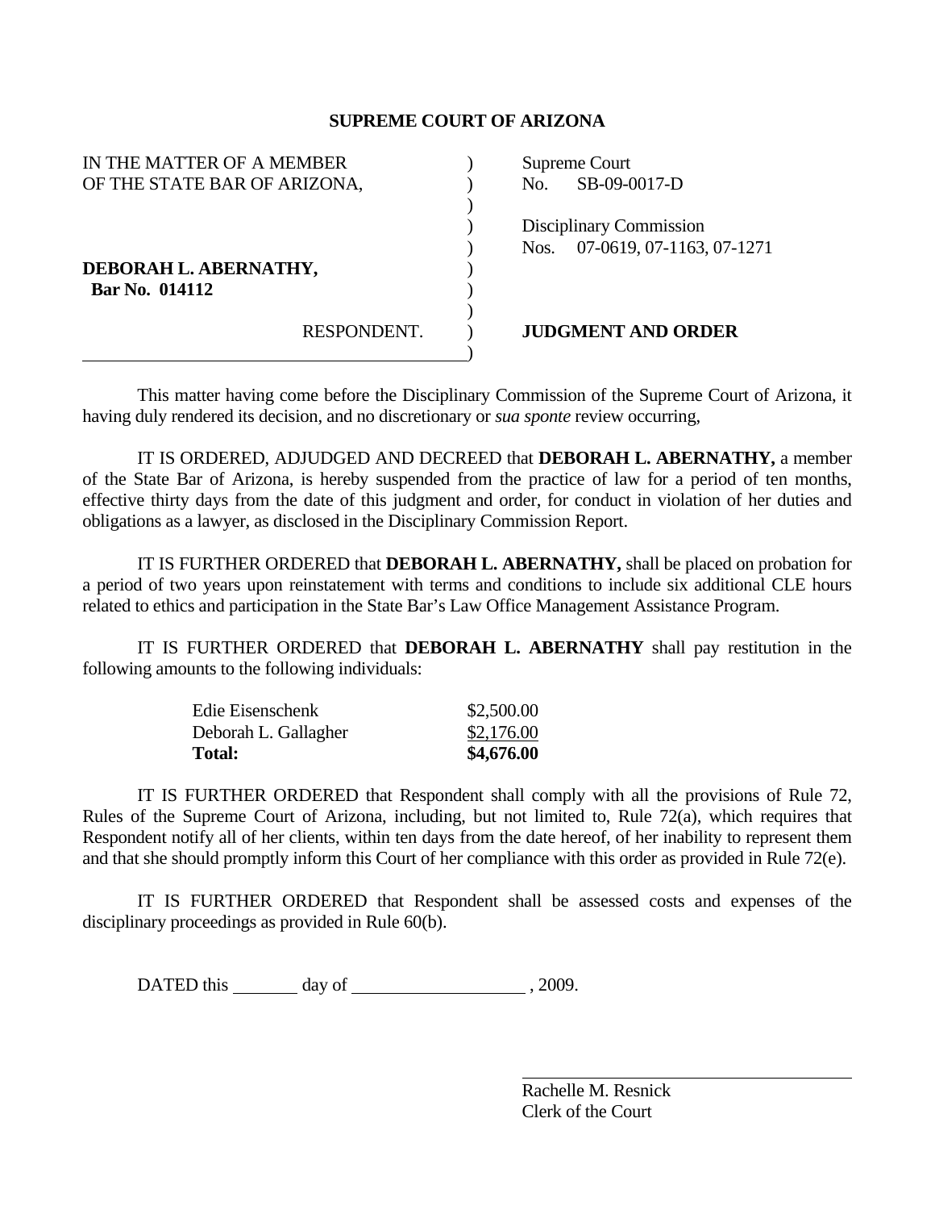## SUPREME COURT OF ARIZONA

| | |
|---|---|
| IN THE MATTER OF A MEMBER OF THE STATE BAR OF ARIZONA, | Supreme Court No. SB-09-0017-D |
| | Disciplinary Commission Nos. 07-0619, 07-1163, 07-1271 |
| **DEBORAH L. ABERNATHY, Bar No. 014112** | |
| RESPONDENT. | **JUDGMENT AND ORDER** |

This matter having come before the Disciplinary Commission of the Supreme Court of Arizona, it having duly rendered its decision, and no discretionary or *sua sponte* review occurring,

IT IS ORDERED, ADJUDGED AND DECREED that **DEBORAH L. ABERNATHY,** a member of the State Bar of Arizona, is hereby suspended from the practice of law for a period of ten months, effective thirty days from the date of this judgment and order, for conduct in violation of her duties and obligations as a lawyer, as disclosed in the Disciplinary Commission Report.

IT IS FURTHER ORDERED that **DEBORAH L. ABERNATHY,** shall be placed on probation for a period of two years upon reinstatement with terms and conditions to include six additional CLE hours related to ethics and participation in the State Bar's Law Office Management Assistance Program.

IT IS FURTHER ORDERED that **DEBORAH L. ABERNATHY** shall pay restitution in the following amounts to the following individuals:

| | |
|---|---|
| Edie Eisenschenk | $2,500.00 |
| Deborah L. Gallagher | $2,176.00 |
| **Total:** | **$4,676.00** |

IT IS FURTHER ORDERED that Respondent shall comply with all the provisions of Rule 72, Rules of the Supreme Court of Arizona, including, but not limited to, Rule 72(a), which requires that Respondent notify all of her clients, within ten days from the date hereof, of her inability to represent them and that she should promptly inform this Court of her compliance with this order as provided in Rule 72(e).

IT IS FURTHER ORDERED that Respondent shall be assessed costs and expenses of the disciplinary proceedings as provided in Rule 60(b).

DATED this _______ day of ___________________ , 2009.

_________________________________

Rachelle M. Resnick
Clerk of the Court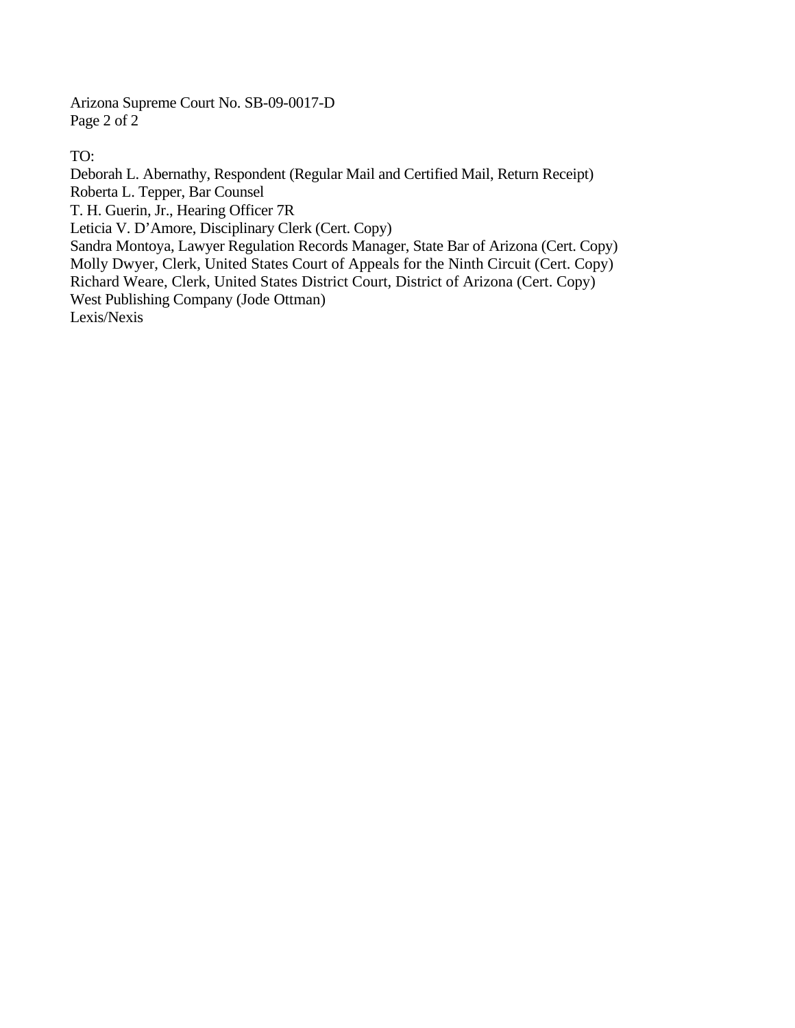TO:
Deborah L. Abernathy, Respondent (Regular Mail and Certified Mail, Return Receipt)
Roberta L. Tepper, Bar Counsel
T. H. Guerin, Jr., Hearing Officer 7R
Leticia V. D'Amore, Disciplinary Clerk (Cert. Copy)
Sandra Montoya, Lawyer Regulation Records Manager, State Bar of Arizona (Cert. Copy)
Molly Dwyer, Clerk, United States Court of Appeals for the Ninth Circuit (Cert. Copy)
Richard Weare, Clerk, United States District Court, District of Arizona (Cert. Copy)
West Publishing Company (Jode Ottman)
Lexis/Nexis